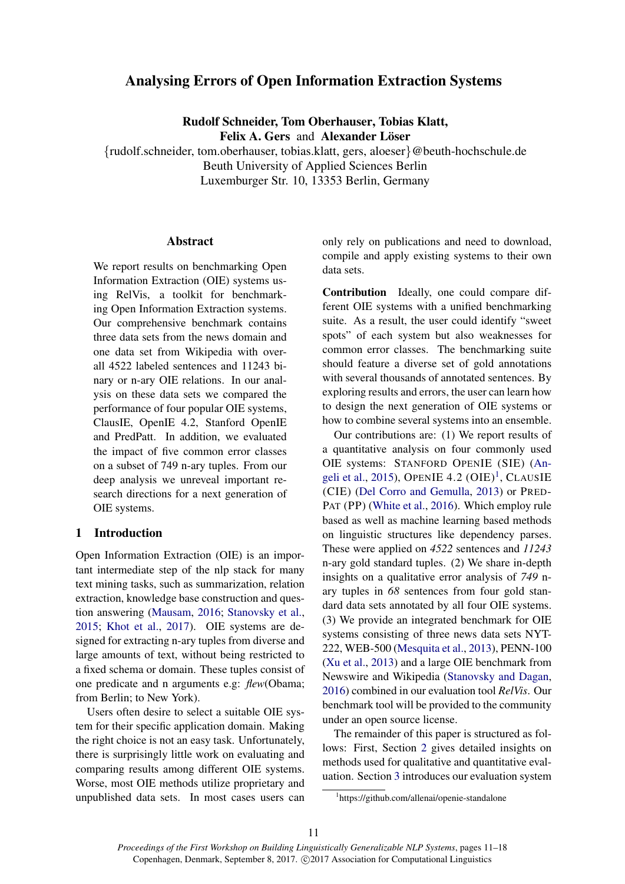# Analysing Errors of Open Information Extraction Systems

**Rudolf Schneider, Tom Oberhauser, Tobias Klatt, Felix A. Gers** and **Alexander Löser**

{rudolf.schneider, tom.oberhauser, tobias.klatt, gers, aloeser}@beuth-hochschule.de
Beuth University of Applied Sciences Berlin
Luxemburger Str. 10, 13353 Berlin, Germany

## Abstract

We report results on benchmarking Open Information Extraction (OIE) systems using RelVis, a toolkit for benchmarking Open Information Extraction systems. Our comprehensive benchmark contains three data sets from the news domain and one data set from Wikipedia with overall 4522 labeled sentences and 11243 binary or n-ary OIE relations. In our analysis on these data sets we compared the performance of four popular OIE systems, ClausIE, OpenIE 4.2, Stanford OpenIE and PredPatt. In addition, we evaluated the impact of five common error classes on a subset of 749 n-ary tuples. From our deep analysis we unreveal important research directions for a next generation of OIE systems.

## 1 Introduction

Open Information Extraction (OIE) is an important intermediate step of the nlp stack for many text mining tasks, such as summarization, relation extraction, knowledge base construction and question answering (Mausam, 2016; Stanovsky et al., 2015; Khot et al., 2017). OIE systems are designed for extracting n-ary tuples from diverse and large amounts of text, without being restricted to a fixed schema or domain. These tuples consist of one predicate and n arguments e.g: *flew*(Obama; from Berlin; to New York).

Users often desire to select a suitable OIE system for their specific application domain. Making the right choice is not an easy task. Unfortunately, there is surprisingly little work on evaluating and comparing results among different OIE systems. Worse, most OIE methods utilize proprietary and unpublished data sets. In most cases users can only rely on publications and need to download, compile and apply existing systems to their own data sets.

**Contribution** Ideally, one could compare different OIE systems with a unified benchmarking suite. As a result, the user could identify "sweet spots" of each system but also weaknesses for common error classes. The benchmarking suite should feature a diverse set of gold annotations with several thousands of annotated sentences. By exploring results and errors, the user can learn how to design the next generation of OIE systems or how to combine several systems into an ensemble.

Our contributions are: (1) We report results of a quantitative analysis on four commonly used OIE systems: STANFORD OPENIE (SIE) (Angeli et al., 2015), OPENIE 4.2 (OIE)[1], CLAUSIE (CIE) (Del Corro and Gemulla, 2013) or PREDPAT (PP) (White et al., 2016). Which employ rule based as well as machine learning based methods on linguistic structures like dependency parses. These were applied on *4522* sentences and *11243* n-ary gold standard tuples. (2) We share in-depth insights on a qualitative error analysis of *749* n-ary tuples in *68* sentences from four gold standard data sets annotated by all four OIE systems. (3) We provide an integrated benchmark for OIE systems consisting of three news data sets NYT-222, WEB-500 (Mesquita et al., 2013), PENN-100 (Xu et al., 2013) and a large OIE benchmark from Newswire and Wikipedia (Stanovsky and Dagan, 2016) combined in our evaluation tool *RelVis*. Our benchmark tool will be provided to the community under an open source license.

The remainder of this paper is structured as follows: First, Section 2 gives detailed insights on methods used for qualitative and quantitative evaluation. Section 3 introduces our evaluation system

[1] https://github.com/allenai/openie-standalone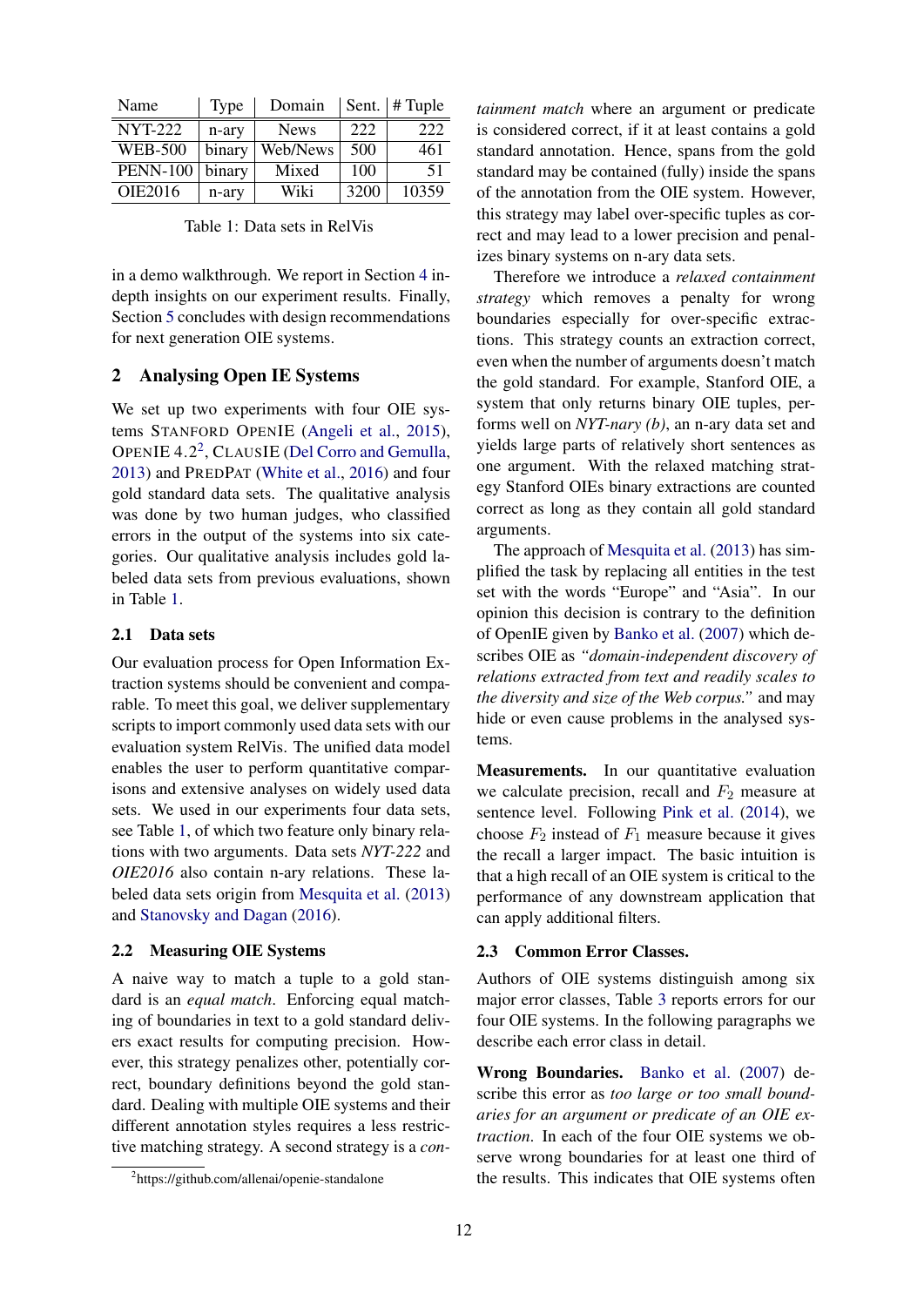| Name | Type | Domain | Sent. | # Tuple |
|---|---|---|---|---|
| NYT-222 | n-ary | News | 222 | 222 |
| WEB-500 | binary | Web/News | 500 | 461 |
| PENN-100 | binary | Mixed | 100 | 51 |
| OIE2016 | n-ary | Wiki | 3200 | 10359 |

Table 1: Data sets in RelVis

in a demo walkthrough. We report in Section 4 in-depth insights on our experiment results. Finally, Section 5 concludes with design recommendations for next generation OIE systems.

## 2 Analysing Open IE Systems

We set up two experiments with four OIE systems STANFORD OPENIE (Angeli et al., 2015), OPENIE 4.2[2], CLAUSIE (Del Corro and Gemulla, 2013) and PREDPAT (White et al., 2016) and four gold standard data sets. The qualitative analysis was done by two human judges, who classified errors in the output of the systems into six categories. Our qualitative analysis includes gold labeled data sets from previous evaluations, shown in Table 1.

### 2.1 Data sets

Our evaluation process for Open Information Extraction systems should be convenient and comparable. To meet this goal, we deliver supplementary scripts to import commonly used data sets with our evaluation system RelVis. The unified data model enables the user to perform quantitative comparisons and extensive analyses on widely used data sets. We used in our experiments four data sets, see Table 1, of which two feature only binary relations with two arguments. Data sets *NYT-222* and *OIE2016* also contain n-ary relations. These labeled data sets origin from Mesquita et al. (2013) and Stanovsky and Dagan (2016).

### 2.2 Measuring OIE Systems

A naive way to match a tuple to a gold standard is an *equal match*. Enforcing equal matching of boundaries in text to a gold standard delivers exact results for computing precision. However, this strategy penalizes other, potentially correct, boundary definitions beyond the gold standard. Dealing with multiple OIE systems and their different annotation styles requires a less restrictive matching strategy. A second strategy is a *containment match* where an argument or predicate is considered correct, if it at least contains a gold standard annotation. Hence, spans from the gold standard may be contained (fully) inside the spans of the annotation from the OIE system. However, this strategy may label over-specific tuples as correct and may lead to a lower precision and penalizes binary systems on n-ary data sets.

Therefore we introduce a *relaxed containment strategy* which removes a penalty for wrong boundaries especially for over-specific extractions. This strategy counts an extraction correct, even when the number of arguments doesn't match the gold standard. For example, Stanford OIE, a system that only returns binary OIE tuples, performs well on *NYT-nary (b)*, an n-ary data set and yields large parts of relatively short sentences as one argument. With the relaxed matching strategy Stanford OIEs binary extractions are counted correct as long as they contain all gold standard arguments.

The approach of Mesquita et al. (2013) has simplified the task by replacing all entities in the test set with the words "Europe" and "Asia". In our opinion this decision is contrary to the definition of OpenIE given by Banko et al. (2007) which describes OIE as *"domain-independent discovery of relations extracted from text and readily scales to the diversity and size of the Web corpus."* and may hide or even cause problems in the analysed systems.

**Measurements.** In our quantitative evaluation we calculate precision, recall and $F_2$ measure at sentence level. Following Pink et al. (2014), we choose $F_2$ instead of $F_1$ measure because it gives the recall a larger impact. The basic intuition is that a high recall of an OIE system is critical to the performance of any downstream application that can apply additional filters.

### 2.3 Common Error Classes.

Authors of OIE systems distinguish among six major error classes, Table 3 reports errors for our four OIE systems. In the following paragraphs we describe each error class in detail.

**Wrong Boundaries.** Banko et al. (2007) describe this error as *too large or too small boundaries for an argument or predicate of an OIE extraction*. In each of the four OIE systems we observe wrong boundaries for at least one third of the results. This indicates that OIE systems often

[2] https://github.com/allenai/openie-standalone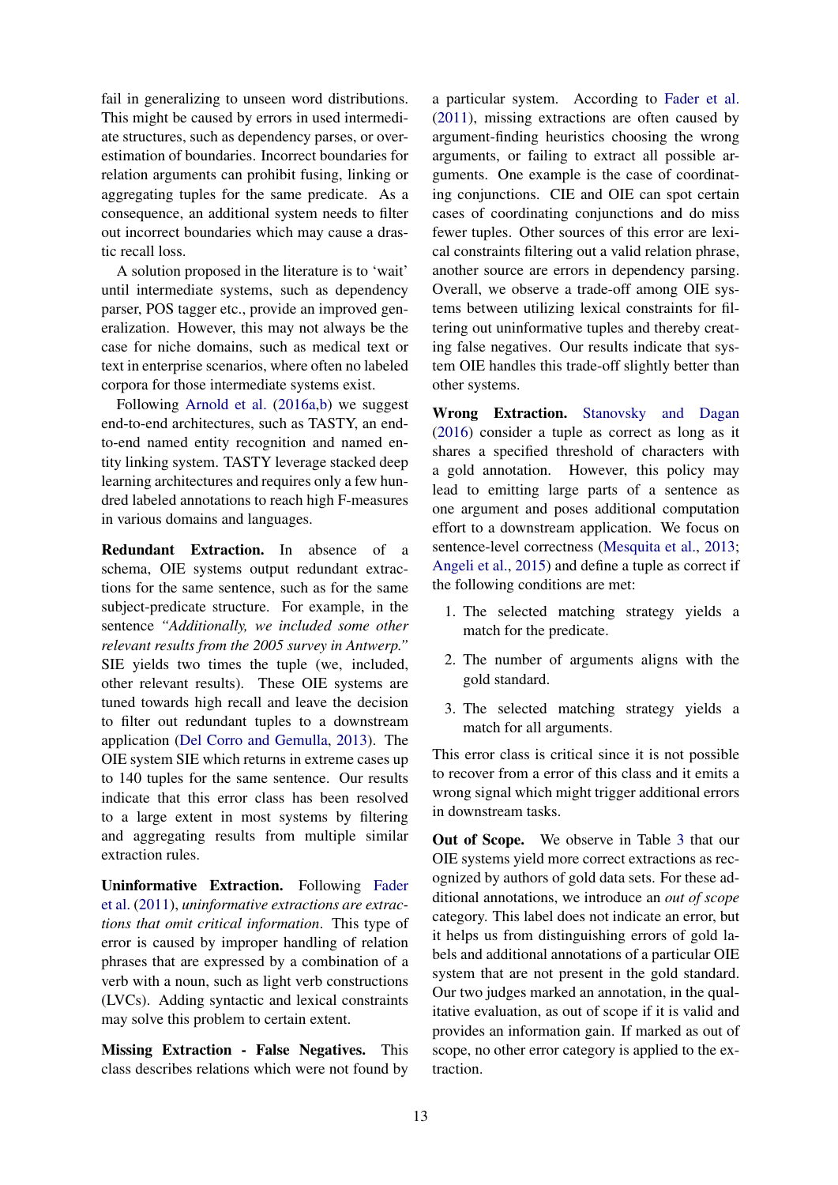fail in generalizing to unseen word distributions. This might be caused by errors in used intermediate structures, such as dependency parses, or overestimation of boundaries. Incorrect boundaries for relation arguments can prohibit fusing, linking or aggregating tuples for the same predicate. As a consequence, an additional system needs to filter out incorrect boundaries which may cause a drastic recall loss.

A solution proposed in the literature is to 'wait' until intermediate systems, such as dependency parser, POS tagger etc., provide an improved generalization. However, this may not always be the case for niche domains, such as medical text or text in enterprise scenarios, where often no labeled corpora for those intermediate systems exist.

Following Arnold et al. (2016a,b) we suggest end-to-end architectures, such as TASTY, an end-to-end named entity recognition and named entity linking system. TASTY leverage stacked deep learning architectures and requires only a few hundred labeled annotations to reach high F-measures in various domains and languages.

**Redundant Extraction.** In absence of a schema, OIE systems output redundant extractions for the same sentence, such as for the same subject-predicate structure. For example, in the sentence *"Additionally, we included some other relevant results from the 2005 survey in Antwerp."* SIE yields two times the tuple (we, included, other relevant results). These OIE systems are tuned towards high recall and leave the decision to filter out redundant tuples to a downstream application (Del Corro and Gemulla, 2013). The OIE system SIE which returns in extreme cases up to 140 tuples for the same sentence. Our results indicate that this error class has been resolved to a large extent in most systems by filtering and aggregating results from multiple similar extraction rules.

**Uninformative Extraction.** Following Fader et al. (2011), *uninformative extractions are extractions that omit critical information*. This type of error is caused by improper handling of relation phrases that are expressed by a combination of a verb with a noun, such as light verb constructions (LVCs). Adding syntactic and lexical constraints may solve this problem to certain extent.

**Missing Extraction - False Negatives.** This class describes relations which were not found by a particular system. According to Fader et al. (2011), missing extractions are often caused by argument-finding heuristics choosing the wrong arguments, or failing to extract all possible arguments. One example is the case of coordinating conjunctions. CIE and OIE can spot certain cases of coordinating conjunctions and do miss fewer tuples. Other sources of this error are lexical constraints filtering out a valid relation phrase, another source are errors in dependency parsing. Overall, we observe a trade-off among OIE systems between utilizing lexical constraints for filtering out uninformative tuples and thereby creating false negatives. Our results indicate that system OIE handles this trade-off slightly better than other systems.

**Wrong Extraction.** Stanovsky and Dagan (2016) consider a tuple as correct as long as it shares a specified threshold of characters with a gold annotation. However, this policy may lead to emitting large parts of a sentence as one argument and poses additional computation effort to a downstream application. We focus on sentence-level correctness (Mesquita et al., 2013; Angeli et al., 2015) and define a tuple as correct if the following conditions are met:

1. The selected matching strategy yields a match for the predicate.
2. The number of arguments aligns with the gold standard.
3. The selected matching strategy yields a match for all arguments.

This error class is critical since it is not possible to recover from a error of this class and it emits a wrong signal which might trigger additional errors in downstream tasks.

**Out of Scope.** We observe in Table 3 that our OIE systems yield more correct extractions as recognized by authors of gold data sets. For these additional annotations, we introduce an *out of scope* category. This label does not indicate an error, but it helps us from distinguishing errors of gold labels and additional annotations of a particular OIE system that are not present in the gold standard. Our two judges marked an annotation, in the qualitative evaluation, as out of scope if it is valid and provides an information gain. If marked as out of scope, no other error category is applied to the extraction.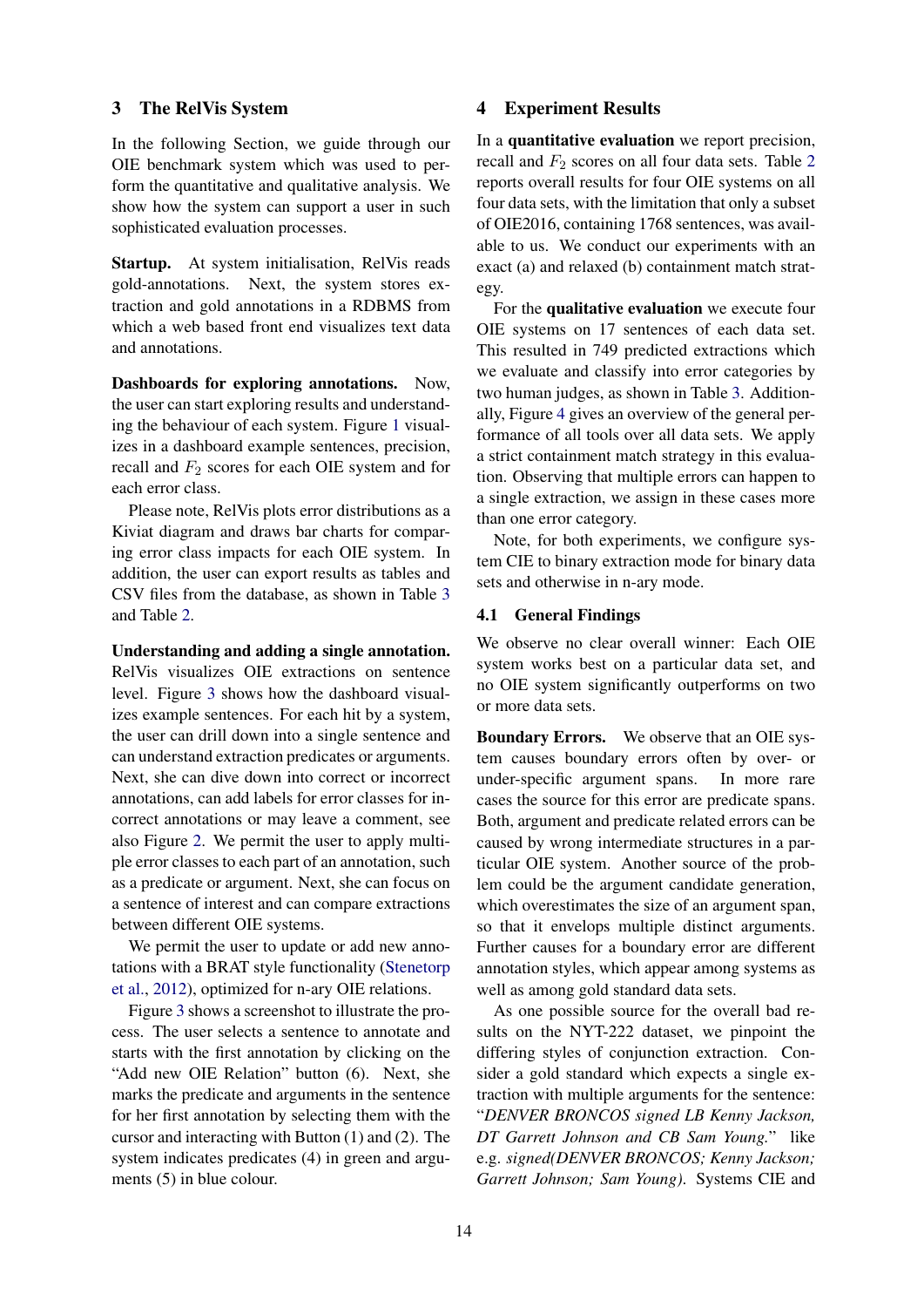## 3 The RelVis System

In the following Section, we guide through our OIE benchmark system which was used to perform the quantitative and qualitative analysis. We show how the system can support a user in such sophisticated evaluation processes.

**Startup.** At system initialisation, RelVis reads gold-annotations. Next, the system stores extraction and gold annotations in a RDBMS from which a web based front end visualizes text data and annotations.

**Dashboards for exploring annotations.** Now, the user can start exploring results and understanding the behaviour of each system. Figure 1 visualizes in a dashboard example sentences, precision, recall and $F_2$ scores for each OIE system and for each error class.

Please note, RelVis plots error distributions as a Kiviat diagram and draws bar charts for comparing error class impacts for each OIE system. In addition, the user can export results as tables and CSV files from the database, as shown in Table 3 and Table 2.

**Understanding and adding a single annotation.** RelVis visualizes OIE extractions on sentence level. Figure 3 shows how the dashboard visualizes example sentences. For each hit by a system, the user can drill down into a single sentence and can understand extraction predicates or arguments. Next, she can dive down into correct or incorrect annotations, can add labels for error classes for incorrect annotations or may leave a comment, see also Figure 2. We permit the user to apply multiple error classes to each part of an annotation, such as a predicate or argument. Next, she can focus on a sentence of interest and can compare extractions between different OIE systems.

We permit the user to update or add new annotations with a BRAT style functionality (Stenetorp et al., 2012), optimized for n-ary OIE relations.

Figure 3 shows a screenshot to illustrate the process. The user selects a sentence to annotate and starts with the first annotation by clicking on the "Add new OIE Relation" button (6). Next, she marks the predicate and arguments in the sentence for her first annotation by selecting them with the cursor and interacting with Button (1) and (2). The system indicates predicates (4) in green and arguments (5) in blue colour.

## 4 Experiment Results

In a **quantitative evaluation** we report precision, recall and $F_2$ scores on all four data sets. Table 2 reports overall results for four OIE systems on all four data sets, with the limitation that only a subset of OIE2016, containing 1768 sentences, was available to us. We conduct our experiments with an exact (a) and relaxed (b) containment match strategy.

For the **qualitative evaluation** we execute four OIE systems on 17 sentences of each data set. This resulted in 749 predicted extractions which we evaluate and classify into error categories by two human judges, as shown in Table 3. Additionally, Figure 4 gives an overview of the general performance of all tools over all data sets. We apply a strict containment match strategy in this evaluation. Observing that multiple errors can happen to a single extraction, we assign in these cases more than one error category.

Note, for both experiments, we configure system CIE to binary extraction mode for binary data sets and otherwise in n-ary mode.

### 4.1 General Findings

We observe no clear overall winner: Each OIE system works best on a particular data set, and no OIE system significantly outperforms on two or more data sets.

**Boundary Errors.** We observe that an OIE system causes boundary errors often by over- or under-specific argument spans. In more rare cases the source for this error are predicate spans. Both, argument and predicate related errors can be caused by wrong intermediate structures in a particular OIE system. Another source of the problem could be the argument candidate generation, which overestimates the size of an argument span, so that it envelops multiple distinct arguments. Further causes for a boundary error are different annotation styles, which appear among systems as well as among gold standard data sets.

As one possible source for the overall bad results on the NYT-222 dataset, we pinpoint the differing styles of conjunction extraction. Consider a gold standard which expects a single extraction with multiple arguments for the sentence: "*DENVER BRONCOS signed LB Kenny Jackson, DT Garrett Johnson and CB Sam Young.*" like e.g. *signed(DENVER BRONCOS; Kenny Jackson; Garrett Johnson; Sam Young)*. Systems CIE and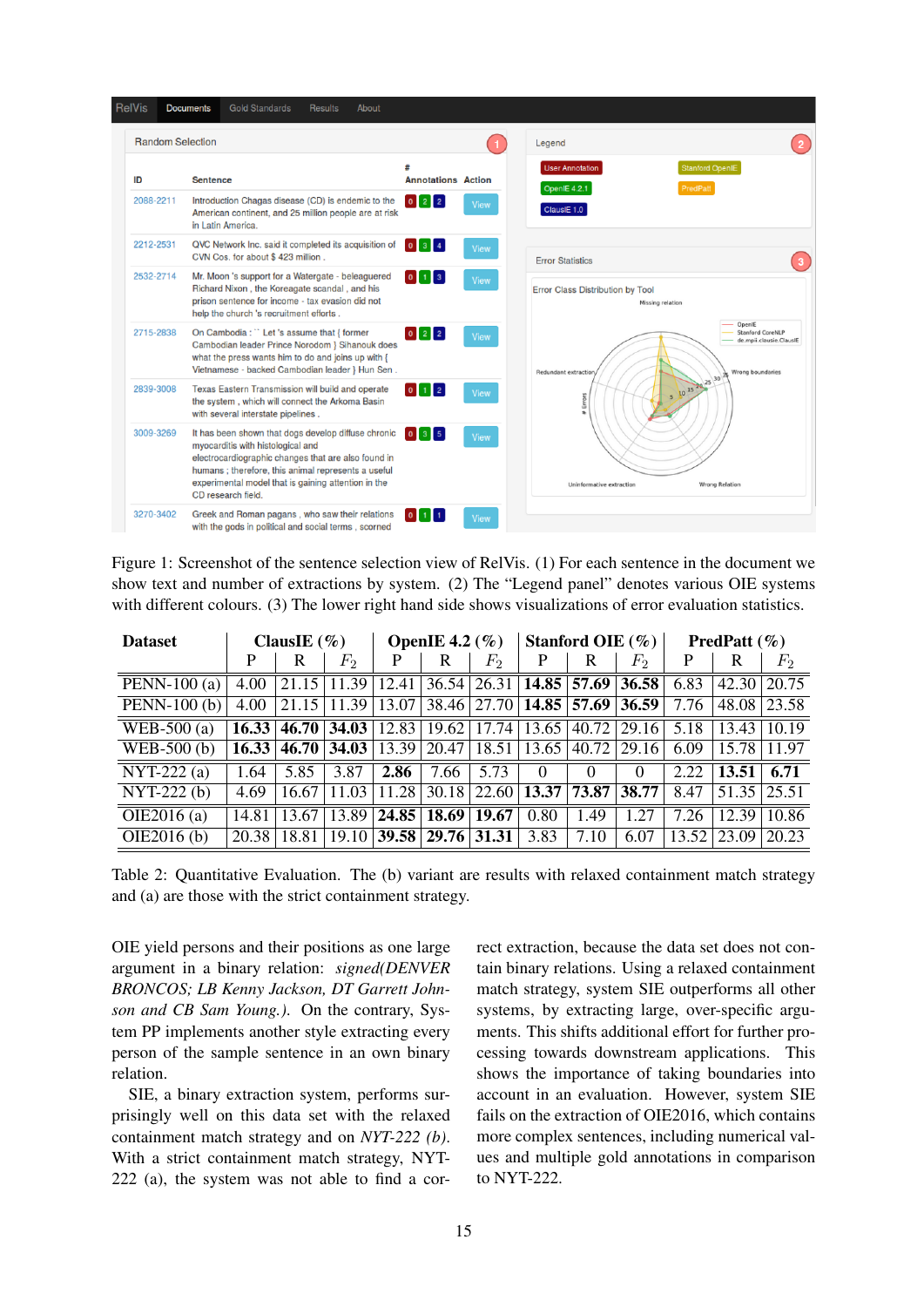Figure 1: Screenshot of the sentence selection view of RelVis. (1) For each sentence in the document we show text and number of extractions by system. (2) The “Legend panel” denotes various OIE systems with different colours. (3) The lower right hand side shows visualizations of error evaluation statistics.

| Dataset | ClausIE (%) | | | OpenIE 4.2 (%) | | | Stanford OIE (%) | | | PredPatt (%) | | |
|---|---|---|---|---|---|---|---|---|---|---|---|---|
| | P | R | $F_2$ | P | R | $F_2$ | P | R | $F_2$ | P | R | $F_2$ |
| PENN-100 (a) | 4.00 | 21.15 | 11.39 | 12.41 | 36.54 | 26.31 | **14.85** | **57.69** | **36.58** | 6.83 | 42.30 | 20.75 |
| PENN-100 (b) | 4.00 | 21.15 | 11.39 | 13.07 | 38.46 | 27.70 | **14.85** | **57.69** | **36.59** | 7.76 | 48.08 | 23.58 |
| WEB-500 (a) | **16.33** | **46.70** | **34.03** | 12.83 | 19.62 | 17.74 | 13.65 | 40.72 | 29.16 | 5.18 | 13.43 | 10.19 |
| WEB-500 (b) | **16.33** | **46.70** | **34.03** | 13.39 | 20.47 | 18.51 | 13.65 | 40.72 | 29.16 | 6.09 | 15.78 | 11.97 |
| NYT-222 (a) | 1.64 | 5.85 | 3.87 | **2.86** | 7.66 | 5.73 | 0 | 0 | 0 | 2.22 | **13.51** | **6.71** |
| NYT-222 (b) | 4.69 | 16.67 | 11.03 | 11.28 | 30.18 | 22.60 | **13.37** | **73.87** | **38.77** | 8.47 | 51.35 | 25.51 |
| OIE2016 (a) | 14.81 | 13.67 | 13.89 | **24.85** | **18.69** | **19.67** | 0.80 | 1.49 | 1.27 | 7.26 | 12.39 | 10.86 |
| OIE2016 (b) | 20.38 | 18.81 | 19.10 | **39.58** | **29.76** | **31.31** | 3.83 | 7.10 | 6.07 | 13.52 | 23.09 | 20.23 |

Table 2: Quantitative Evaluation. The (b) variant are results with relaxed containment match strategy and (a) are those with the strict containment strategy.

OIE yield persons and their positions as one large argument in a binary relation: *signed(DENVER BRONCOS; LB Kenny Jackson, DT Garrett Johnson and CB Sam Young.)*. On the contrary, System PP implements another style extracting every person of the sample sentence in an own binary relation.

SIE, a binary extraction system, performs surprisingly well on this data set with the relaxed containment match strategy and on *NYT-222 (b)*. With a strict containment match strategy, NYT-222 (a), the system was not able to find a correct extraction, because the data set does not contain binary relations. Using a relaxed containment match strategy, system SIE outperforms all other systems, by extracting large, over-specific arguments. This shifts additional effort for further processing towards downstream applications. This shows the importance of taking boundaries into account in an evaluation. However, system SIE fails on the extraction of OIE2016, which contains more complex sentences, including numerical values and multiple gold annotations in comparison to NYT-222.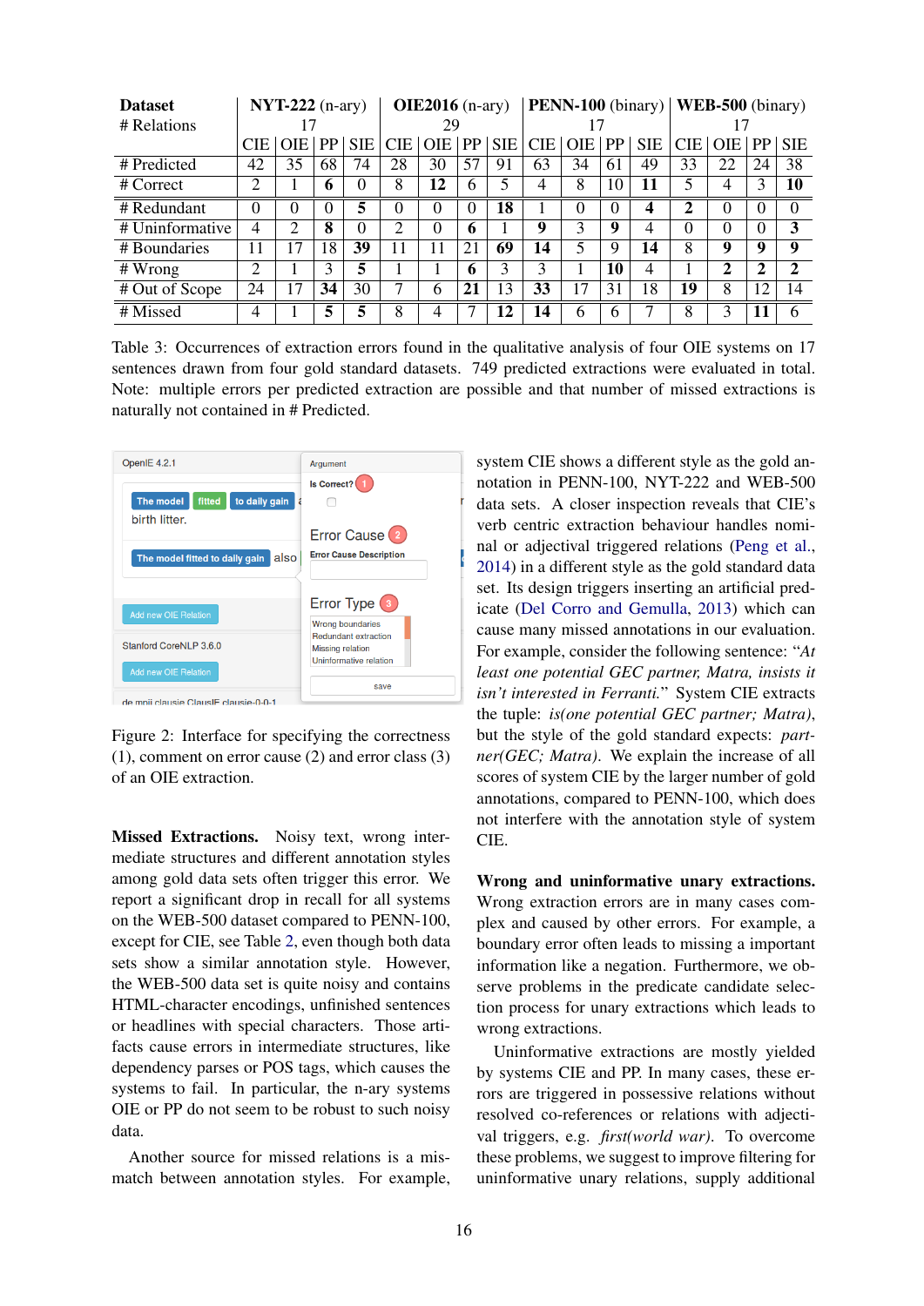| Dataset | NYT-222 (n-ary) | | | | OIE2016 (n-ary) | | | | PENN-100 (binary) | | | | WEB-500 (binary) | | | |
|---|---|---|---|---|---|---|---|---|---|---|---|---|---|---|---|---|
| # Relations | 17 | | | | 29 | | | | 17 | | | | 17 | | | |
| | CIE | OIE | PP | SIE | CIE | OIE | PP | SIE | CIE | OIE | PP | SIE | CIE | OIE | PP | SIE |
| # Predicted | 42 | 35 | 68 | 74 | 28 | 30 | 57 | 91 | 63 | 34 | 61 | 49 | 33 | 22 | 24 | 38 |
| # Correct | 2 | 1 | **6** | 0 | 8 | **12** | 6 | 5 | 4 | 8 | 10 | **11** | 5 | 4 | 3 | **10** |
| # Redundant | 0 | 0 | 0 | **5** | 0 | 0 | 0 | **18** | 1 | 0 | 0 | **4** | **2** | 0 | 0 | 0 |
| # Uninformative | 4 | 2 | **8** | 0 | 2 | 0 | **6** | 1 | **9** | 3 | **9** | 4 | 0 | 0 | 0 | **3** |
| # Boundaries | 11 | 17 | 18 | **39** | 11 | 11 | 21 | **69** | **14** | 5 | 9 | **14** | 8 | **9** | **9** | **9** |
| # Wrong | 2 | 1 | 3 | **5** | 1 | 1 | **6** | 3 | 3 | 1 | **10** | 4 | 1 | **2** | **2** | **2** |
| # Out of Scope | 24 | 17 | **34** | 30 | 7 | 6 | **21** | 13 | **33** | 17 | 31 | 18 | **19** | 8 | 12 | 14 |
| # Missed | 4 | 1 | **5** | **5** | 8 | 4 | 7 | **12** | **14** | 6 | 6 | 7 | 8 | 3 | **11** | 6 |

Table 3: Occurrences of extraction errors found in the qualitative analysis of four OIE systems on 17 sentences drawn from four gold standard datasets. 749 predicted extractions were evaluated in total. Note: multiple errors per predicted extraction are possible and that number of missed extractions is naturally not contained in # Predicted.

Figure 2: Interface for specifying the correctness (1), comment on error cause (2) and error class (3) of an OIE extraction.

**Missed Extractions.** Noisy text, wrong intermediate structures and different annotation styles among gold data sets often trigger this error. We report a significant drop in recall for all systems on the WEB-500 dataset compared to PENN-100, except for CIE, see Table 2, even though both data sets show a similar annotation style. However, the WEB-500 data set is quite noisy and contains HTML-character encodings, unfinished sentences or headlines with special characters. Those artifacts cause errors in intermediate structures, like dependency parses or POS tags, which causes the systems to fail. In particular, the n-ary systems OIE or PP do not seem to be robust to such noisy data.

Another source for missed relations is a mismatch between annotation styles. For example, system CIE shows a different style as the gold annotation in PENN-100, NYT-222 and WEB-500 data sets. A closer inspection reveals that CIE's verb centric extraction behaviour handles nominal or adjectival triggered relations (Peng et al., 2014) in a different style as the gold standard data set. Its design triggers inserting an artificial predicate (Del Corro and Gemulla, 2013) which can cause many missed annotations in our evaluation. For example, consider the following sentence: "*At least one potential GEC partner, Matra, insists it isn't interested in Ferranti.*" System CIE extracts the tuple: *is(one potential GEC partner; Matra)*, but the style of the gold standard expects: *partner(GEC; Matra)*. We explain the increase of all scores of system CIE by the larger number of gold annotations, compared to PENN-100, which does not interfere with the annotation style of system CIE.

**Wrong and uninformative unary extractions.** Wrong extraction errors are in many cases complex and caused by other errors. For example, a boundary error often leads to missing a important information like a negation. Furthermore, we observe problems in the predicate candidate selection process for unary extractions which leads to wrong extractions.

Uninformative extractions are mostly yielded by systems CIE and PP. In many cases, these errors are triggered in possessive relations without resolved co-references or relations with adjectival triggers, e.g. *first(world war)*. To overcome these problems, we suggest to improve filtering for uninformative unary relations, supply additional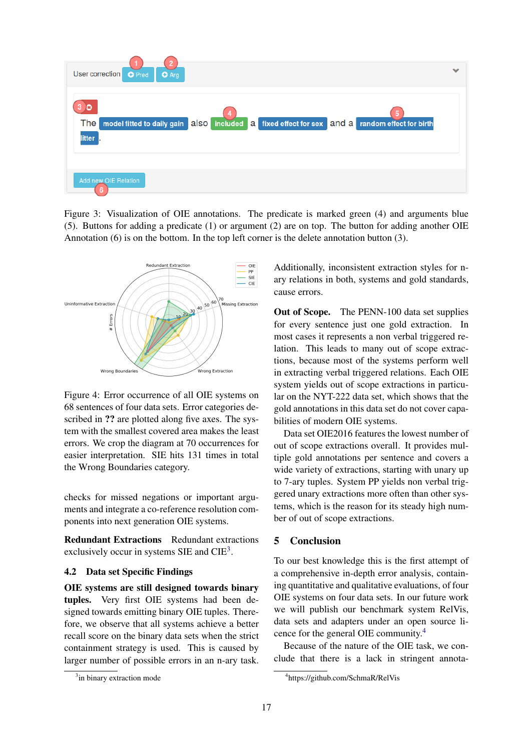Figure 3: Visualization of OIE annotations. The predicate is marked green (4) and arguments blue (5). Buttons for adding a predicate (1) or argument (2) are on top. The button for adding another OIE Annotation (6) is on the bottom. In the top left corner is the delete annotation button (3).

Figure 4: Error occurrence of all OIE systems on 68 sentences of four data sets. Error categories described in ?? are plotted along five axes. The system with the smallest covered area makes the least errors. We crop the diagram at 70 occurrences for easier interpretation. SIE hits 131 times in total the Wrong Boundaries category.

checks for missed negations or important arguments and integrate a co-reference resolution components into next generation OIE systems.

**Redundant Extractions** Redundant extractions exclusively occur in systems SIE and CIE[3].

### 4.2 Data set Specific Findings

**OIE systems are still designed towards binary tuples.** Very first OIE systems had been designed towards emitting binary OIE tuples. Therefore, we observe that all systems achieve a better recall score on the binary data sets when the strict containment strategy is used. This is caused by larger number of possible errors in an n-ary task. Additionally, inconsistent extraction styles for n-ary relations in both, systems and gold standards, cause errors.

**Out of Scope.** The PENN-100 data set supplies for every sentence just one gold extraction. In most cases it represents a non verbal triggered relation. This leads to many out of scope extractions, because most of the systems perform well in extracting verbal triggered relations. Each OIE system yields out of scope extractions in particular on the NYT-222 data set, which shows that the gold annotations in this data set do not cover capabilities of modern OIE systems.

Data set OIE2016 features the lowest number of out of scope extractions overall. It provides multiple gold annotations per sentence and covers a wide variety of extractions, starting with unary up to 7-ary tuples. System PP yields non verbal triggered unary extractions more often than other systems, which is the reason for its steady high number of out of scope extractions.

## 5 Conclusion

To our best knowledge this is the first attempt of a comprehensive in-depth error analysis, containing quantitative and qualitative evaluations, of four OIE systems on four data sets. In our future work we will publish our benchmark system RelVis, data sets and adapters under an open source licence for the general OIE community.[4]

Because of the nature of the OIE task, we conclude that there is a lack in stringent annota-

[3] in binary extraction mode

[4] https://github.com/SchmaR/RelVis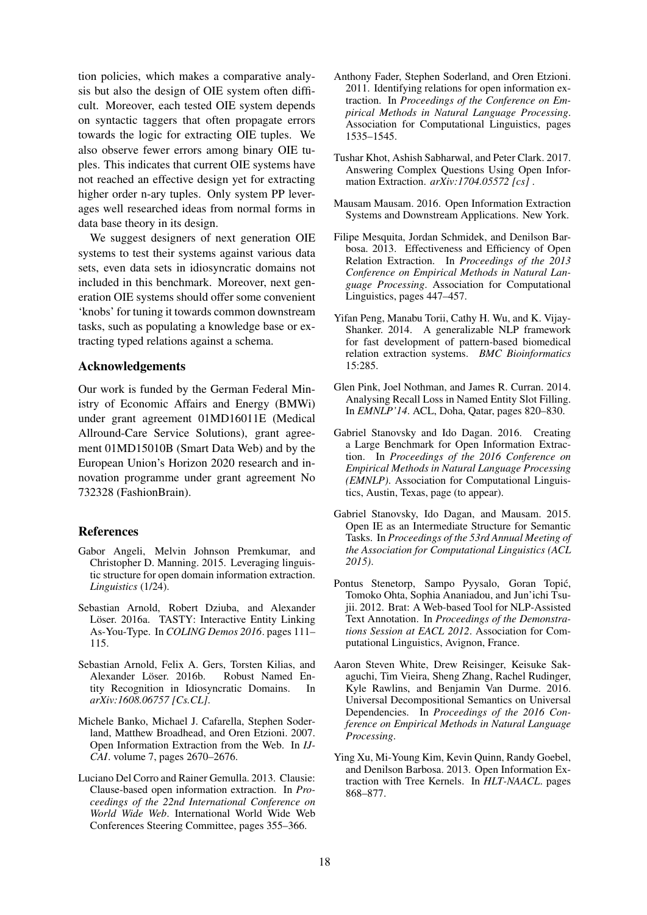tion policies, which makes a comparative analysis but also the design of OIE system often difficult. Moreover, each tested OIE system depends on syntactic taggers that often propagate errors towards the logic for extracting OIE tuples. We also observe fewer errors among binary OIE tuples. This indicates that current OIE systems have not reached an effective design yet for extracting higher order n-ary tuples. Only system PP leverages well researched ideas from normal forms in data base theory in its design.

We suggest designers of next generation OIE systems to test their systems against various data sets, even data sets in idiosyncratic domains not included in this benchmark. Moreover, next generation OIE systems should offer some convenient 'knobs' for tuning it towards common downstream tasks, such as populating a knowledge base or extracting typed relations against a schema.

## Acknowledgements

Our work is funded by the German Federal Ministry of Economic Affairs and Energy (BMWi) under grant agreement 01MD16011E (Medical Allround-Care Service Solutions), grant agreement 01MD15010B (Smart Data Web) and by the European Union's Horizon 2020 research and innovation programme under grant agreement No 732328 (FashionBrain).

## References

Gabor Angeli, Melvin Johnson Premkumar, and Christopher D. Manning. 2015. Leveraging linguistic structure for open domain information extraction. *Linguistics* (1/24).

Sebastian Arnold, Robert Dziuba, and Alexander Löser. 2016a. TASTY: Interactive Entity Linking As-You-Type. In *COLING Demos 2016*. pages 111–115.

Sebastian Arnold, Felix A. Gers, Torsten Kilias, and Alexander Löser. 2016b. Robust Named Entity Recognition in Idiosyncratic Domains. In *arXiv:1608.06757 [Cs.CL]*.

Michele Banko, Michael J. Cafarella, Stephen Soderland, Matthew Broadhead, and Oren Etzioni. 2007. Open Information Extraction from the Web. In *IJCAI*. volume 7, pages 2670–2676.

Luciano Del Corro and Rainer Gemulla. 2013. Clausie: Clause-based open information extraction. In *Proceedings of the 22nd International Conference on World Wide Web*. International World Wide Web Conferences Steering Committee, pages 355–366.

Anthony Fader, Stephen Soderland, and Oren Etzioni. 2011. Identifying relations for open information extraction. In *Proceedings of the Conference on Empirical Methods in Natural Language Processing*. Association for Computational Linguistics, pages 1535–1545.

Tushar Khot, Ashish Sabharwal, and Peter Clark. 2017. Answering Complex Questions Using Open Information Extraction. *arXiv:1704.05572 [cs]* .

Mausam Mausam. 2016. Open Information Extraction Systems and Downstream Applications. New York.

Filipe Mesquita, Jordan Schmidek, and Denilson Barbosa. 2013. Effectiveness and Efficiency of Open Relation Extraction. In *Proceedings of the 2013 Conference on Empirical Methods in Natural Language Processing*. Association for Computational Linguistics, pages 447–457.

Yifan Peng, Manabu Torii, Cathy H. Wu, and K. Vijay-Shanker. 2014. A generalizable NLP framework for fast development of pattern-based biomedical relation extraction systems. *BMC Bioinformatics* 15:285.

Glen Pink, Joel Nothman, and James R. Curran. 2014. Analysing Recall Loss in Named Entity Slot Filling. In *EMNLP'14*. ACL, Doha, Qatar, pages 820–830.

Gabriel Stanovsky and Ido Dagan. 2016. Creating a Large Benchmark for Open Information Extraction. In *Proceedings of the 2016 Conference on Empirical Methods in Natural Language Processing (EMNLP)*. Association for Computational Linguistics, Austin, Texas, page (to appear).

Gabriel Stanovsky, Ido Dagan, and Mausam. 2015. Open IE as an Intermediate Structure for Semantic Tasks. In *Proceedings of the 53rd Annual Meeting of the Association for Computational Linguistics (ACL 2015)*.

Pontus Stenetorp, Sampo Pyysalo, Goran Topić, Tomoko Ohta, Sophia Ananiadou, and Jun'ichi Tsujii. 2012. Brat: A Web-based Tool for NLP-Assisted Text Annotation. In *Proceedings of the Demonstrations Session at EACL 2012*. Association for Computational Linguistics, Avignon, France.

Aaron Steven White, Drew Reisinger, Keisuke Sakaguchi, Tim Vieira, Sheng Zhang, Rachel Rudinger, Kyle Rawlins, and Benjamin Van Durme. 2016. Universal Decompositional Semantics on Universal Dependencies. In *Proceedings of the 2016 Conference on Empirical Methods in Natural Language Processing*.

Ying Xu, Mi-Young Kim, Kevin Quinn, Randy Goebel, and Denilson Barbosa. 2013. Open Information Extraction with Tree Kernels. In *HLT-NAACL*. pages 868–877.